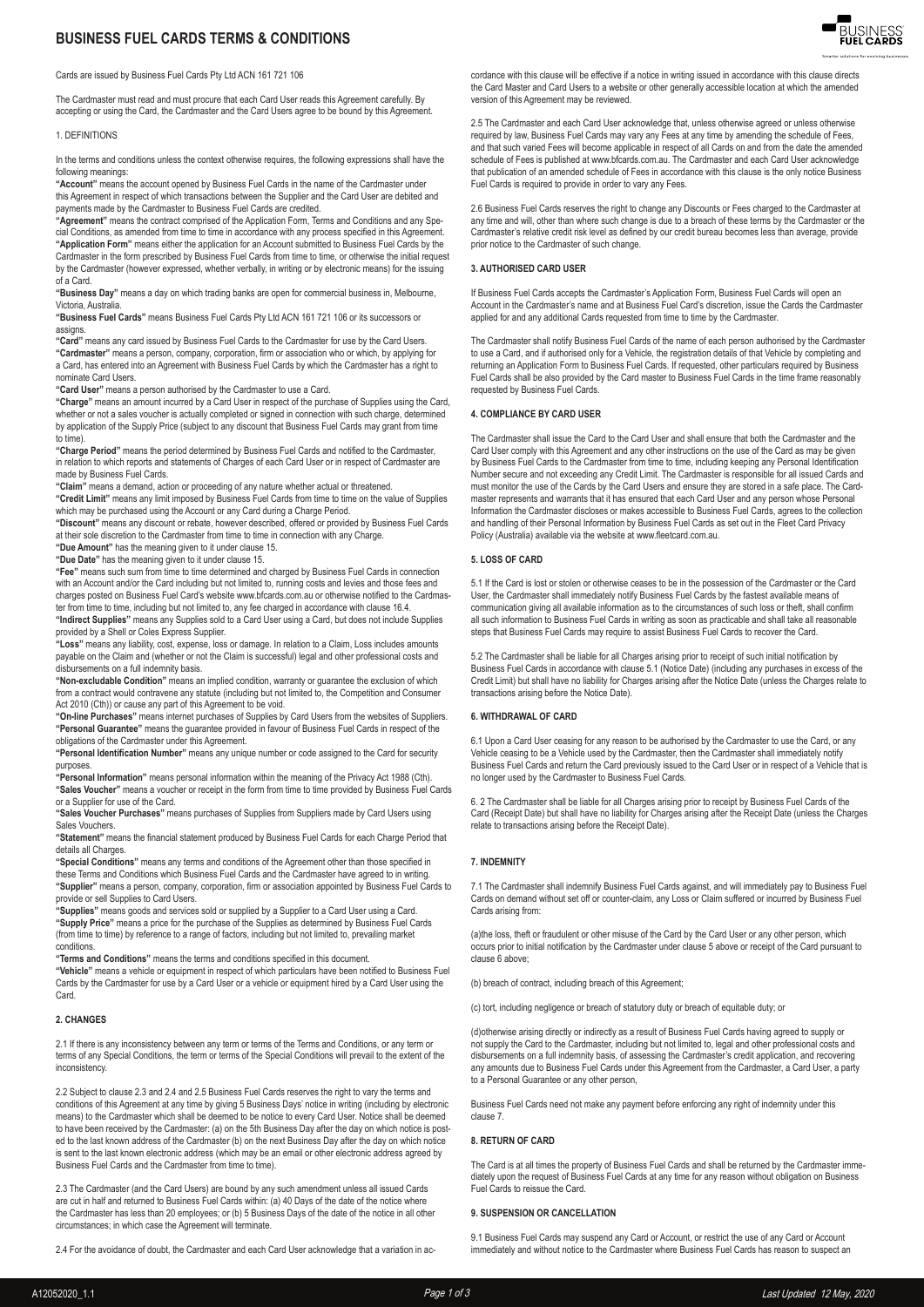# BUSINESS FUEL CARDS TERMS & CONDITIONS

Cards are issued by Business Fuel Cards Pty Ltd ACN 161 721 106

The Cardmaster must read and must procure that each Card User reads this Agreement carefully. By accepting or using the Card, the Cardmaster and the Card Users agree to be bound by this Agreement.

1. DEFINITIONS

In the terms and conditions unless the context otherwise requires, the following expressions shall have the following meanings:

**"Account"** means the account opened by Business Fuel Cards in the name of the Cardmaster under this Agreement in respect of which transactions between the Supplier and the Card User are debited and payments made by the Cardmaster to Business Fuel Cards are credited.

**"Agreement"** means the contract comprised of the Application Form, Terms and Conditions and any Special Conditions, as amended from time to time in accordance with any process specified in this Agreement.

**"Application Form"** means either the application for an Account submitted to Business Fuel Cards by the Cardmaster in the form prescribed by Business Fuel Cards from time to time, or otherwise the initial request by the Cardmaster (however expressed, whether verbally, in writing or by electronic means) for the issuing of a Card.

**"Business Day"** means a day on which trading banks are open for commercial business in, Melbourne, Victoria, Australia.

**"Business Fuel Cards"** means Business Fuel Cards Pty Ltd ACN 161 721 106 or its successors or assigns.

**"Card"** means any card issued by Business Fuel Cards to the Cardmaster for use by the Card Users.

**"Cardmaster"** means a person, company, corporation, firm or association who or which, by applying for a Card, has entered into an Agreement with Business Fuel Cards by which the Cardmaster has a right to nominate Card Users.

**"Card User"** means a person authorised by the Cardmaster to use a Card.

**"Charge"** means an amount incurred by a Card User in respect of the purchase of Supplies using the Card, whether or not a sales voucher is actually completed or signed in connection with such charge, determined by application of the Supply Price (subject to any discount that Business Fuel Cards may grant from time to time).

**"Charge Period"** means the period determined by Business Fuel Cards and notified to the Cardmaster, in relation to which reports and statements of Charges of each Card User or in respect of Cardmaster are made by Business Fuel Cards.

**"Claim"** means a demand, action or proceeding of any nature whether actual or threatened.

**"Credit Limit"** means any limit imposed by Business Fuel Cards from time to time on the value of Supplies which may be purchased using the Account or any Card during a Charge Period.

**"Discount"** means any discount or rebate, however described, offered or provided by Business Fuel Cards at their sole discretion to the Cardmaster from time to time in connection with any Charge.

**"Due Amount"** has the meaning given to it under clause 15.

**"Due Date"** has the meaning given to it under clause 15.

**"Fee"** means such sum from time to time determined and charged by Business Fuel Cards in connection with an Account and/or the Card including but not limited to, running costs and levies and those fees and charges posted on Business Fuel Card's website www.bfcards.com.au or otherwise notified to the Cardmaster from time to time, including but not limited to, any fee charged in accordance with clause 16.4.

**"Indirect Supplies"** means any Supplies sold to a Card User using a Card, but does not include Supplies provided by a Shell or Coles Express Supplier.

**"Loss"** means any liability, cost, expense, loss or damage. In relation to a Claim, Loss includes amounts payable on the Claim and (whether or not the Claim is successful) legal and other professional costs and disbursements on a full indemnity basis.

**"Non-excludable Condition"** means an implied condition, warranty or guarantee the exclusion of which from a contract would contravene any statute (including but not limited to, the Competition and Consumer Act 2010 (Cth)) or cause any part of this Agreement to be void.

**"On-line Purchases"** means internet purchases of Supplies by Card Users from the websites of Suppliers.

**"Personal Guarantee"** means the guarantee provided in favour of Business Fuel Cards in respect of the obligations of the Cardmaster under this Agreement.

**"Personal Identification Number"** means any unique number or code assigned to the Card for security purposes.

**"Personal Information"** means personal information within the meaning of the Privacy Act 1988 (Cth).

**"Sales Voucher"** means a voucher or receipt in the form from time to time provided by Business Fuel Cards or a Supplier for use of the Card.

**"Sales Voucher Purchases"** means purchases of Supplies from Suppliers made by Card Users using Sales Vouchers.

**"Statement"** means the financial statement produced by Business Fuel Cards for each Charge Period that details all Charges.

**"Special Conditions"** means any terms and conditions of the Agreement other than those specified in these Terms and Conditions which Business Fuel Cards and the Cardmaster have agreed to in writing.

**"Supplier"** means a person, company, corporation, firm or association appointed by Business Fuel Cards to provide or sell Supplies to Card Users.

**"Supplies"** means goods and services sold or supplied by a Supplier to a Card User using a Card.

**"Supply Price"** means a price for the purchase of the Supplies as determined by Business Fuel Cards (from time to time) by reference to a range of factors, including but not limited to, prevailing market conditions.

**"Terms and Conditions"** means the terms and conditions specified in this document.

**"Vehicle"** means a vehicle or equipment in respect of which particulars have been notified to Business Fuel Cards by the Cardmaster for use by a Card User or a vehicle or equipment hired by a Card User using the Card.

### 2. CHANGES

2.1 If there is any inconsistency between any term or terms of the Terms and Conditions, or any term or terms of any Special Conditions, the term or terms of the Special Conditions will prevail to the extent of the inconsistency.

2.2 Subject to clause 2.3 and 2.4 and 2.5 Business Fuel Cards reserves the right to vary the terms and conditions of this Agreement at any time by giving 5 Business Days' notice in writing (including by electronic means) to the Cardmaster which shall be deemed to be notice to every Card User. Notice shall be deemed to have been received by the Cardmaster: (a) on the 5th Business Day after the day on which notice is posted to the last known address of the Cardmaster (b) on the next Business Day after the day on which notice is sent to the last known electronic address (which may be an email or other electronic address agreed by Business Fuel Cards and the Cardmaster from time to time).

2.3 The Cardmaster (and the Card Users) are bound by any such amendment unless all issued Cards are cut in half and returned to Business Fuel Cards within: (a) 40 Days of the date of the notice where the Cardmaster has less than 20 employees; or (b) 5 Business Days of the date of the notice in all other circumstances; in which case the Agreement will terminate.

2.4 For the avoidance of doubt, the Cardmaster and each Card User acknowledge that a variation in accordance with this clause will be effective if a notice in writing issued in accordance with this clause directs the Card Master and Card Users to a website or other generally accessible location at which the amended version of this Agreement may be reviewed.

2.5 The Cardmaster and each Card User acknowledge that, unless otherwise agreed or unless otherwise required by law, Business Fuel Cards may vary any Fees at any time by amending the schedule of Fees, and that such varied Fees will become applicable in respect of all Cards on and from the date the amended schedule of Fees is published at www.bfcards.com.au. The Cardmaster and each Card User acknowledge that publication of an amended schedule of Fees in accordance with this clause is the only notice Business Fuel Cards is required to provide in order to vary any Fees.

2.6 Business Fuel Cards reserves the right to change any Discounts or Fees charged to the Cardmaster at any time and will, other than where such change is due to a breach of these terms by the Cardmaster or the Cardmaster's relative credit risk level as defined by our credit bureau becomes less than average, provide prior notice to the Cardmaster of such change.

### 3. AUTHORISED CARD USER

If Business Fuel Cards accepts the Cardmaster's Application Form, Business Fuel Cards will open an Account in the Cardmaster's name and at Business Fuel Card's discretion, issue the Cards the Cardmaster applied for and any additional Cards requested from time to time by the Cardmaster.

The Cardmaster shall notify Business Fuel Cards of the name of each person authorised by the Cardmaster to use a Card, and if authorised only for a Vehicle, the registration details of that Vehicle by completing and returning an Application Form to Business Fuel Cards. If requested, other particulars required by Business Fuel Cards shall be also provided by the Card master to Business Fuel Cards in the time frame reasonably requested by Business Fuel Cards.

### 4. COMPLIANCE BY CARD USER

The Cardmaster shall issue the Card to the Card User and shall ensure that both the Cardmaster and the Card User comply with this Agreement and any other instructions on the use of the Card as may be given by Business Fuel Cards to the Cardmaster from time to time, including keeping any Personal Identification Number secure and not exceeding any Credit Limit. The Cardmaster is responsible for all issued Cards and must monitor the use of the Cards by the Card Users and ensure they are stored in a safe place. The Cardmaster represents and warrants that it has ensured that each Card User and any person whose Personal Information the Cardmaster discloses or makes accessible to Business Fuel Cards, agrees to the collection and handling of their Personal Information by Business Fuel Cards as set out in the Fleet Card Privacy Policy (Australia) available via the website at www.fleetcard.com.au.

### 5. LOSS OF CARD

5.1 If the Card is lost or stolen or otherwise ceases to be in the possession of the Cardmaster or the Card User, the Cardmaster shall immediately notify Business Fuel Cards by the fastest available means of communication giving all available information as to the circumstances of such loss or theft, shall confirm all such information to Business Fuel Cards in writing as soon as practicable and shall take all reasonable steps that Business Fuel Cards may require to assist Business Fuel Cards to recover the Card.

5.2 The Cardmaster shall be liable for all Charges arising prior to receipt of such initial notification by Business Fuel Cards in accordance with clause 5.1 (Notice Date) (including any purchases in excess of the Credit Limit) but shall have no liability for Charges arising after the Notice Date (unless the Charges relate to transactions arising before the Notice Date).

### 6. WITHDRAWAL OF CARD

6.1 Upon a Card User ceasing for any reason to be authorised by the Cardmaster to use the Card, or any Vehicle ceasing to be a Vehicle used by the Cardmaster, then the Cardmaster shall immediately notify Business Fuel Cards and return the Card previously issued to the Card User or in respect of a Vehicle that is no longer used by the Cardmaster to Business Fuel Cards.

6. 2 The Cardmaster shall be liable for all Charges arising prior to receipt by Business Fuel Cards of the Card (Receipt Date) but shall have no liability for Charges arising after the Receipt Date (unless the Charges relate to transactions arising before the Receipt Date).

### 7. INDEMNITY

7.1 The Cardmaster shall indemnify Business Fuel Cards against, and will immediately pay to Business Fuel Cards on demand without set off or counter-claim, any Loss or Claim suffered or incurred by Business Fuel Cards arising from:

(a)the loss, theft or fraudulent or other misuse of the Card by the Card User or any other person, which occurs prior to initial notification by the Cardmaster under clause 5 above or receipt of the Card pursuant to clause 6 above;

(b) breach of contract, including breach of this Agreement;

(c) tort, including negligence or breach of statutory duty or breach of equitable duty; or

(d)otherwise arising directly or indirectly as a result of Business Fuel Cards having agreed to supply or not supply the Card to the Cardmaster, including but not limited to, legal and other professional costs and disbursements on a full indemnity basis, of assessing the Cardmaster's credit application, and recovering any amounts due to Business Fuel Cards under this Agreement from the Cardmaster, a Card User, a party to a Personal Guarantee or any other person,

Business Fuel Cards need not make any payment before enforcing any right of indemnity under this clause 7.

### 8. RETURN OF CARD

The Card is at all times the property of Business Fuel Cards and shall be returned by the Cardmaster immediately upon the request of Business Fuel Cards at any time for any reason without obligation on Business Fuel Cards to reissue the Card.

### 9. SUSPENSION OR CANCELLATION

9.1 Business Fuel Cards may suspend any Card or Account, or restrict the use of any Card or Account immediately and without notice to the Cardmaster where Business Fuel Cards has reason to suspect an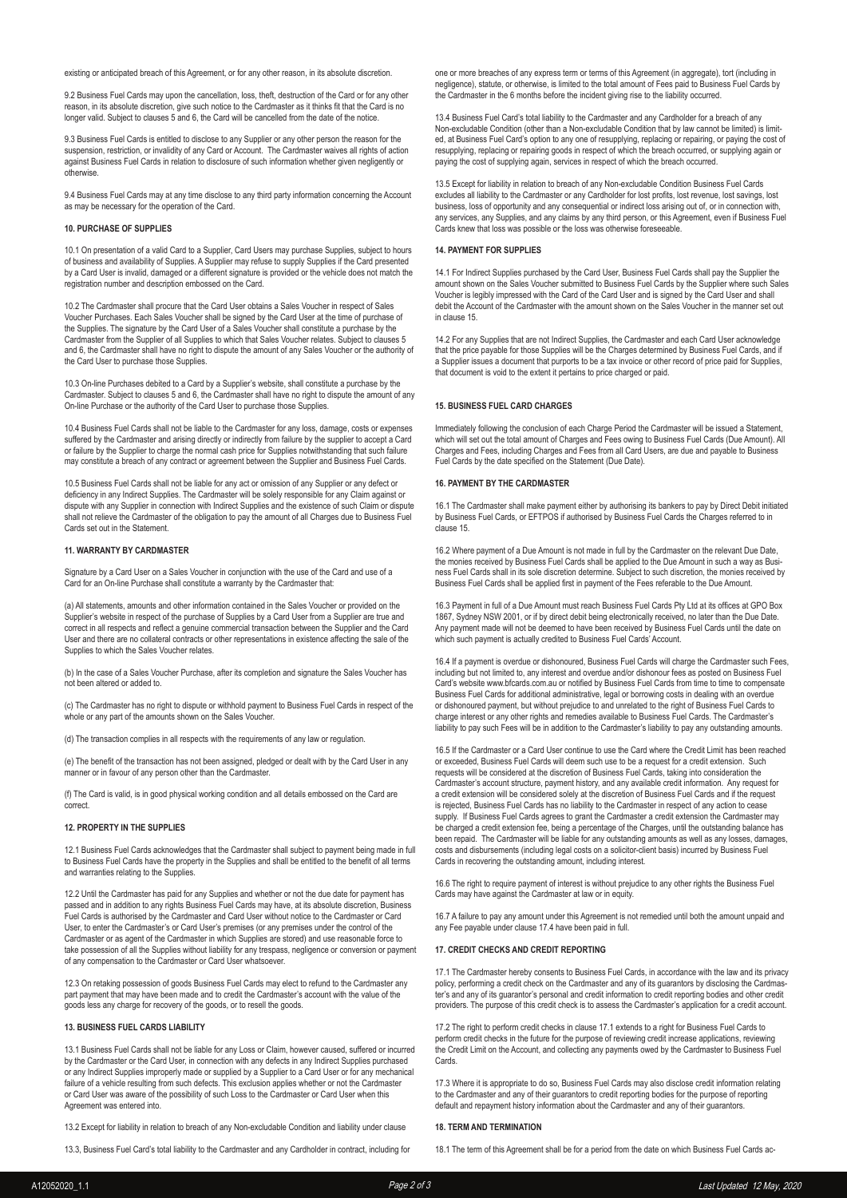existing or anticipated breach of this Agreement, or for any other reason, in its absolute discretion.

9.2 Business Fuel Cards may upon the cancellation, loss, theft, destruction of the Card or for any other reason, in its absolute discretion, give such notice to the Cardmaster as it thinks fit that the Card is no longer valid. Subject to clauses 5 and 6, the Card will be cancelled from the date of the notice.

9.3 Business Fuel Cards is entitled to disclose to any Supplier or any other person the reason for the suspension, restriction, or invalidity of any Card or Account. The Cardmaster waives all rights of action against Business Fuel Cards in relation to disclosure of such information whether given negligently or otherwise.

9.4 Business Fuel Cards may at any time disclose to any third party information concerning the Account as may be necessary for the operation of the Card.

#### 10. PURCHASE OF SUPPLIES

10.1 On presentation of a valid Card to a Supplier, Card Users may purchase Supplies, subject to hours of business and availability of Supplies. A Supplier may refuse to supply Supplies if the Card presented by a Card User is invalid, damaged or a different signature is provided or the vehicle does not match the registration number and description embossed on the Card.

10.2 The Cardmaster shall procure that the Card User obtains a Sales Voucher in respect of Sales Voucher Purchases. Each Sales Voucher shall be signed by the Card User at the time of purchase of the Supplies. The signature by the Card User of a Sales Voucher shall constitute a purchase by the Cardmaster from the Supplier of all Supplies to which that Sales Voucher relates. Subject to clauses 5 and 6, the Cardmaster shall have no right to dispute the amount of any Sales Voucher or the authority of the Card User to purchase those Supplies.

10.3 On-line Purchases debited to a Card by a Supplier's website, shall constitute a purchase by the Cardmaster. Subject to clauses 5 and 6, the Cardmaster shall have no right to dispute the amount of any On-line Purchase or the authority of the Card User to purchase those Supplies.

10.4 Business Fuel Cards shall not be liable to the Cardmaster for any loss, damage, costs or expenses suffered by the Cardmaster and arising directly or indirectly from failure by the supplier to accept a Card or failure by the Supplier to charge the normal cash price for Supplies notwithstanding that such failure may constitute a breach of any contract or agreement between the Supplier and Business Fuel Cards.

10.5 Business Fuel Cards shall not be liable for any act or omission of any Supplier or any defect or deficiency in any Indirect Supplies. The Cardmaster will be solely responsible for any Claim against or dispute with any Supplier in connection with Indirect Supplies and the existence of such Claim or dispute shall not relieve the Cardmaster of the obligation to pay the amount of all Charges due to Business Fuel Cards set out in the Statement.

#### 11. WARRANTY BY CARDMASTER

Signature by a Card User on a Sales Voucher in conjunction with the use of the Card and use of a Card for an On-line Purchase shall constitute a warranty by the Cardmaster that:

(a) All statements, amounts and other information contained in the Sales Voucher or provided on the Supplier's website in respect of the purchase of Supplies by a Card User from a Supplier are true and correct in all respects and reflect a genuine commercial transaction between the Supplier and the Card User and there are no collateral contracts or other representations in existence affecting the sale of the Supplies to which the Sales Voucher relates.

(b) In the case of a Sales Voucher Purchase, after its completion and signature the Sales Voucher has not been altered or added to.

(c) The Cardmaster has no right to dispute or withhold payment to Business Fuel Cards in respect of the whole or any part of the amounts shown on the Sales Voucher.

(d) The transaction complies in all respects with the requirements of any law or regulation.

(e) The benefit of the transaction has not been assigned, pledged or dealt with by the Card User in any manner or in favour of any person other than the Cardmaster.

(f) The Card is valid, is in good physical working condition and all details embossed on the Card are correct.

#### 12. PROPERTY IN THE SUPPLIES

12.1 Business Fuel Cards acknowledges that the Cardmaster shall subject to payment being made in full to Business Fuel Cards have the property in the Supplies and shall be entitled to the benefit of all terms and warranties relating to the Supplies.

12.2 Until the Cardmaster has paid for any Supplies and whether or not the due date for payment has passed and in addition to any rights Business Fuel Cards may have, at its absolute discretion, Business Fuel Cards is authorised by the Cardmaster and Card User without notice to the Cardmaster or Card User, to enter the Cardmaster's or Card User's premises (or any premises under the control of the Cardmaster or as agent of the Cardmaster in which Supplies are stored) and use reasonable force to take possession of all the Supplies without liability for any trespass, negligence or conversion or payment of any compensation to the Cardmaster or Card User whatsoever.

12.3 On retaking possession of goods Business Fuel Cards may elect to refund to the Cardmaster any part payment that may have been made and to credit the Cardmaster's account with the value of the goods less any charge for recovery of the goods, or to resell the goods.

#### 13. BUSINESS FUEL CARDS LIABILITY

13.1 Business Fuel Cards shall not be liable for any Loss or Claim, however caused, suffered or incurred by the Cardmaster or the Card User, in connection with any defects in any Indirect Supplies purchased or any Indirect Supplies improperly made or supplied by a Supplier to a Card User or for any mechanical failure of a vehicle resulting from such defects. This exclusion applies whether or not the Cardmaster or Card User was aware of the possibility of such Loss to the Cardmaster or Card User when this Agreement was entered into.

13.2 Except for liability in relation to breach of any Non-excludable Condition and liability under clause 13.3, Business Fuel Card's total liability to the Cardmaster and any Cardholder in contract, including for one or more breaches of any express term or terms of this Agreement (in aggregate), tort (including in negligence), statute, or otherwise, is limited to the total amount of Fees paid to Business Fuel Cards by the Cardmaster in the 6 months before the incident giving rise to the liability occurred.

13.4 Business Fuel Card's total liability to the Cardmaster and any Cardholder for a breach of any Non-excludable Condition (other than a Non-excludable Condition that by law cannot be limited) is limited, at Business Fuel Card's option to any one of resupplying, replacing or repairing, or paying the cost of resupplying, replacing or repairing goods in respect of which the breach occurred, or supplying again or paying the cost of supplying again, services in respect of which the breach occurred.

13.5 Except for liability in relation to breach of any Non-excludable Condition Business Fuel Cards excludes all liability to the Cardmaster or any Cardholder for lost profits, lost revenue, lost savings, lost business, loss of opportunity and any consequential or indirect loss arising out of, or in connection with, any services, any Supplies, and any claims by any third person, or this Agreement, even if Business Fuel Cards knew that loss was possible or the loss was otherwise foreseeable.

#### 14. PAYMENT FOR SUPPLIES

14.1 For Indirect Supplies purchased by the Card User, Business Fuel Cards shall pay the Supplier the amount shown on the Sales Voucher submitted to Business Fuel Cards by the Supplier where such Sales Voucher is legibly impressed with the Card of the Card User and is signed by the Card User and shall debit the Account of the Cardmaster with the amount shown on the Sales Voucher in the manner set out in clause 15.

14.2 For any Supplies that are not Indirect Supplies, the Cardmaster and each Card User acknowledge that the price payable for those Supplies will be the Charges determined by Business Fuel Cards, and if a Supplier issues a document that purports to be a tax invoice or other record of price paid for Supplies, that document is void to the extent it pertains to price charged or paid.

#### 15. BUSINESS FUEL CARD CHARGES

Immediately following the conclusion of each Charge Period the Cardmaster will be issued a Statement, which will set out the total amount of Charges and Fees owing to Business Fuel Cards (Due Amount). All Charges and Fees, including Charges and Fees from all Card Users, are due and payable to Business Fuel Cards by the date specified on the Statement (Due Date).

#### 16. PAYMENT BY THE CARDMASTER

16.1 The Cardmaster shall make payment either by authorising its bankers to pay by Direct Debit initiated by Business Fuel Cards, or EFTPOS if authorised by Business Fuel Cards the Charges referred to in clause 15.

16.2 Where payment of a Due Amount is not made in full by the Cardmaster on the relevant Due Date, the monies received by Business Fuel Cards shall be applied to the Due Amount in such a way as Business Fuel Cards shall in its sole discretion determine. Subject to such discretion, the monies received by Business Fuel Cards shall be applied first in payment of the Fees referable to the Due Amount.

16.3 Payment in full of a Due Amount must reach Business Fuel Cards Pty Ltd at its offices at GPO Box 1867, Sydney NSW 2001, or if by direct debit being electronically received, no later than the Due Date. Any payment made will not be deemed to have been received by Business Fuel Cards until the date on which such payment is actually credited to Business Fuel Cards' Account.

16.4 If a payment is overdue or dishonoured, Business Fuel Cards will charge the Cardmaster such Fees, including but not limited to, any interest and overdue and/or dishonour fees as posted on Business Fuel Card's website www.bfcards.com.au or notified by Business Fuel Cards from time to time to compensate Business Fuel Cards for additional administrative, legal or borrowing costs in dealing with an overdue or dishonoured payment, but without prejudice to and unrelated to the right of Business Fuel Cards to charge interest or any other rights and remedies available to Business Fuel Cards. The Cardmaster's liability to pay such Fees will be in addition to the Cardmaster's liability to pay any outstanding amounts.

16.5 If the Cardmaster or a Card User continue to use the Card where the Credit Limit has been reached or exceeded, Business Fuel Cards will deem such use to be a request for a credit extension. Such requests will be considered at the discretion of Business Fuel Cards, taking into consideration the Cardmaster's account structure, payment history, and any available credit information. Any request for a credit extension will be considered solely at the discretion of Business Fuel Cards and if the request is rejected, Business Fuel Cards has no liability to the Cardmaster in respect of any action to cease supply. If Business Fuel Cards agrees to grant the Cardmaster a credit extension the Cardmaster may be charged a credit extension fee, being a percentage of the Charges, until the outstanding balance has been repaid. The Cardmaster will be liable for any outstanding amounts as well as any losses, damages, costs and disbursements (including legal costs on a solicitor-client basis) incurred by Business Fuel Cards in recovering the outstanding amount, including interest.

16.6 The right to require payment of interest is without prejudice to any other rights the Business Fuel Cards may have against the Cardmaster at law or in equity.

16.7 A failure to pay any amount under this Agreement is not remedied until both the amount unpaid and any Fee payable under clause 17.4 have been paid in full.

#### 17. CREDIT CHECKS AND CREDIT REPORTING

17.1 The Cardmaster hereby consents to Business Fuel Cards, in accordance with the law and its privacy policy, performing a credit check on the Cardmaster and any of its guarantors by disclosing the Cardmaster's and any of its guarantor's personal and credit information to credit reporting bodies and other credit providers. The purpose of this credit check is to assess the Cardmaster's application for a credit account.

17.2 The right to perform credit checks in clause 17.1 extends to a right for Business Fuel Cards to perform credit checks in the future for the purpose of reviewing credit increase applications, reviewing the Credit Limit on the Account, and collecting any payments owed by the Cardmaster to Business Fuel Cards.

17.3 Where it is appropriate to do so, Business Fuel Cards may also disclose credit information relating to the Cardmaster and any of their guarantors to credit reporting bodies for the purpose of reporting default and repayment history information about the Cardmaster and any of their guarantors.

#### 18. TERM AND TERMINATION

18.1 The term of this Agreement shall be for a period from the date on which Business Fuel Cards ac-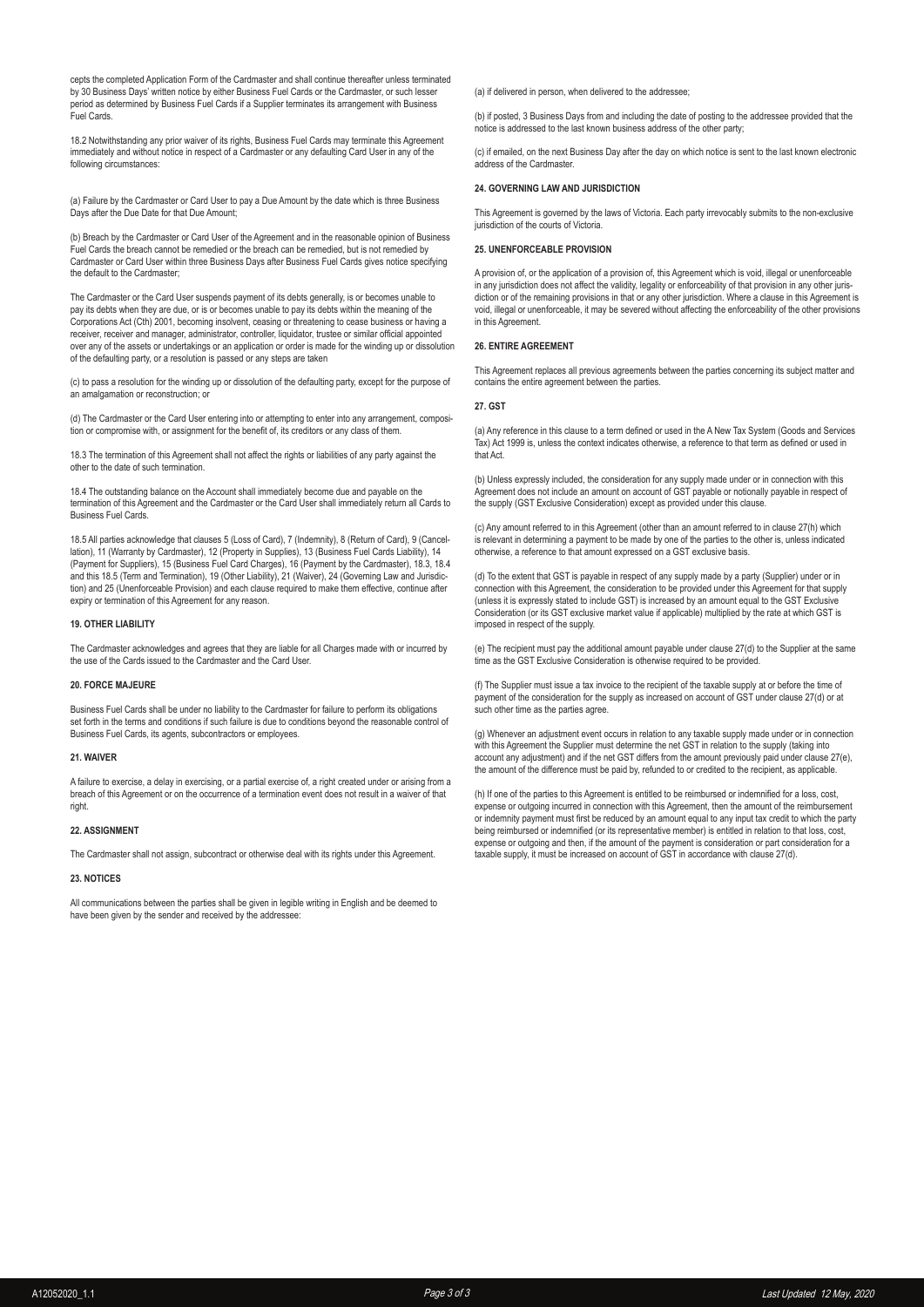cepts the completed Application Form of the Cardmaster and shall continue thereafter unless terminated by 30 Business Days' written notice by either Business Fuel Cards or the Cardmaster, or such lesser period as determined by Business Fuel Cards if a Supplier terminates its arrangement with Business Fuel Cards.

18.2 Notwithstanding any prior waiver of its rights, Business Fuel Cards may terminate this Agreement immediately and without notice in respect of a Cardmaster or any defaulting Card User in any of the following circumstances:

(a) Failure by the Cardmaster or Card User to pay a Due Amount by the date which is three Business Days after the Due Date for that Due Amount;

(b) Breach by the Cardmaster or Card User of the Agreement and in the reasonable opinion of Business Fuel Cards the breach cannot be remedied or the breach can be remedied, but is not remedied by Cardmaster or Card User within three Business Days after Business Fuel Cards gives notice specifying the default to the Cardmaster;

The Cardmaster or the Card User suspends payment of its debts generally, is or becomes unable to pay its debts when they are due, or is or becomes unable to pay its debts within the meaning of the Corporations Act (Cth) 2001, becoming insolvent, ceasing or threatening to cease business or having a receiver, receiver and manager, administrator, controller, liquidator, trustee or similar official appointed over any of the assets or undertakings or an application or order is made for the winding up or dissolution of the defaulting party, or a resolution is passed or any steps are taken

(c) to pass a resolution for the winding up or dissolution of the defaulting party, except for the purpose of an amalgamation or reconstruction; or

(d) The Cardmaster or the Card User entering into or attempting to enter into any arrangement, composition or compromise with, or assignment for the benefit of, its creditors or any class of them.

18.3 The termination of this Agreement shall not affect the rights or liabilities of any party against the other to the date of such termination.

18.4 The outstanding balance on the Account shall immediately become due and payable on the termination of this Agreement and the Cardmaster or the Card User shall immediately return all Cards to Business Fuel Cards.

18.5 All parties acknowledge that clauses 5 (Loss of Card), 7 (Indemnity), 8 (Return of Card), 9 (Cancellation), 11 (Warranty by Cardmaster), 12 (Property in Supplies), 13 (Business Fuel Cards Liability), 14 (Payment for Suppliers), 15 (Business Fuel Card Charges), 16 (Payment by the Cardmaster), 18.3, 18.4 and this 18.5 (Term and Termination), 19 (Other Liability), 21 (Waiver), 24 (Governing Law and Jurisdiction) and 25 (Unenforceable Provision) and each clause required to make them effective, continue after expiry or termination of this Agreement for any reason.

**19. OTHER LIABILITY**

The Cardmaster acknowledges and agrees that they are liable for all Charges made with or incurred by the use of the Cards issued to the Cardmaster and the Card User.

**20. FORCE MAJEURE**

Business Fuel Cards shall be under no liability to the Cardmaster for failure to perform its obligations set forth in the terms and conditions if such failure is due to conditions beyond the reasonable control of Business Fuel Cards, its agents, subcontractors or employees.

**21. WAIVER**

A failure to exercise, a delay in exercising, or a partial exercise of, a right created under or arising from a breach of this Agreement or on the occurrence of a termination event does not result in a waiver of that right.

**22. ASSIGNMENT**

The Cardmaster shall not assign, subcontract or otherwise deal with its rights under this Agreement.

**23. NOTICES**

All communications between the parties shall be given in legible writing in English and be deemed to have been given by the sender and received by the addressee:

(a) if delivered in person, when delivered to the addressee;

(b) if posted, 3 Business Days from and including the date of posting to the addressee provided that the notice is addressed to the last known business address of the other party;

(c) if emailed, on the next Business Day after the day on which notice is sent to the last known electronic address of the Cardmaster.

**24. GOVERNING LAW AND JURISDICTION**

This Agreement is governed by the laws of Victoria. Each party irrevocably submits to the non-exclusive jurisdiction of the courts of Victoria.

**25. UNENFORCEABLE PROVISION**

A provision of, or the application of a provision of, this Agreement which is void, illegal or unenforceable in any jurisdiction does not affect the validity, legality or enforceability of that provision in any other jurisdiction or of the remaining provisions in that or any other jurisdiction. Where a clause in this Agreement is void, illegal or unenforceable, it may be severed without affecting the enforceability of the other provisions in this Agreement.

**26. ENTIRE AGREEMENT**

This Agreement replaces all previous agreements between the parties concerning its subject matter and contains the entire agreement between the parties.

**27. GST**

(a) Any reference in this clause to a term defined or used in the A New Tax System (Goods and Services Tax) Act 1999 is, unless the context indicates otherwise, a reference to that term as defined or used in that Act.

(b) Unless expressly included, the consideration for any supply made under or in connection with this Agreement does not include an amount on account of GST payable or notionally payable in respect of the supply (GST Exclusive Consideration) except as provided under this clause.

(c) Any amount referred to in this Agreement (other than an amount referred to in clause 27(h) which is relevant in determining a payment to be made by one of the parties to the other is, unless indicated otherwise, a reference to that amount expressed on a GST exclusive basis.

(d) To the extent that GST is payable in respect of any supply made by a party (Supplier) under or in connection with this Agreement, the consideration to be provided under this Agreement for that supply (unless it is expressly stated to include GST) is increased by an amount equal to the GST Exclusive Consideration (or its GST exclusive market value if applicable) multiplied by the rate at which GST is imposed in respect of the supply.

(e) The recipient must pay the additional amount payable under clause 27(d) to the Supplier at the same time as the GST Exclusive Consideration is otherwise required to be provided.

(f) The Supplier must issue a tax invoice to the recipient of the taxable supply at or before the time of payment of the consideration for the supply as increased on account of GST under clause 27(d) or at such other time as the parties agree.

(g) Whenever an adjustment event occurs in relation to any taxable supply made under or in connection with this Agreement the Supplier must determine the net GST in relation to the supply (taking into account any adjustment) and if the net GST differs from the amount previously paid under clause 27(e), the amount of the difference must be paid by, refunded to or credited to the recipient, as applicable.

(h) If one of the parties to this Agreement is entitled to be reimbursed or indemnified for a loss, cost, expense or outgoing incurred in connection with this Agreement, then the amount of the reimbursement or indemnity payment must first be reduced by an amount equal to any input tax credit to which the party being reimbursed or indemnified (or its representative member) is entitled in relation to that loss, cost, expense or outgoing and then, if the amount of the payment is consideration or part consideration for a taxable supply, it must be increased on account of GST in accordance with clause 27(d).